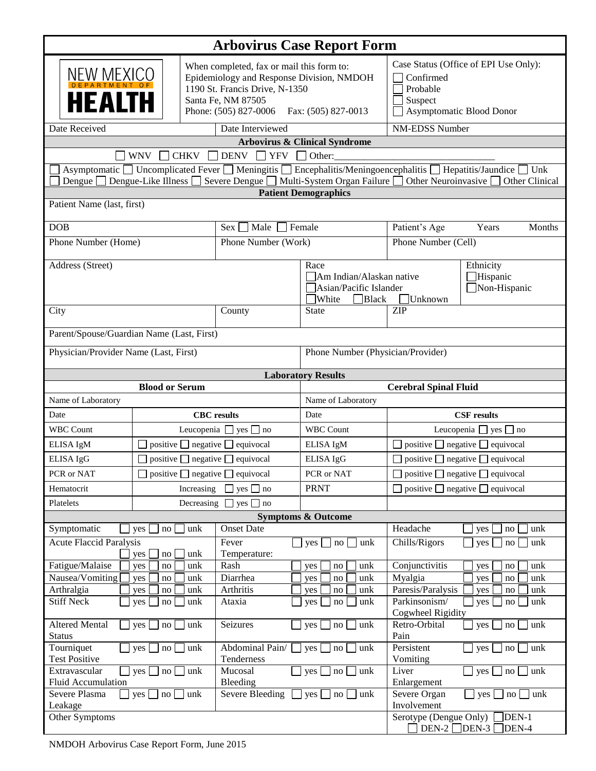# Arbovirus Case Report Form

NEW MEXICO DEPARTMENT OF HEALTH

When completed, fax or mail this form to:
Epidemiology and Response Division, NMDOH
1190 St. Francis Drive, N-1350
Santa Fe, NM 87505
Phone: (505) 827-0006 Fax: (505) 827-0013

Case Status (Office of EPI Use Only):
☐ Confirmed
☐ Probable
☐ Suspect
☐ Asymptomatic Blood Donor

| Date Received | Date Interviewed | NM-EDSS Number |
|---|---|---|

## Arbovirus & Clinical Syndrome

☐ WNV ☐ CHKV ☐ DENV ☐ YFV ☐ Other:______________________________

☐ Asymptomatic ☐ Uncomplicated Fever ☐ Meningitis ☐ Encephalitis/Meningoencephalitis ☐ Hepatitis/Jaundice ☐ Unk
☐ Dengue ☐ Dengue-Like Illness ☐ Severe Dengue ☐ Multi-System Organ Failure ☐ Other Neuroinvasive ☐ Other Clinical

## Patient Demographics

| | | | |
|---|---|---|---|
| Patient Name (last, first) | | | |
| DOB | Sex ☐ Male ☐ Female | Patient's Age Years Months | |
| Phone Number (Home) | Phone Number (Work) | Phone Number (Cell) | |
| Address (Street) | | Race<br>☐ Am Indian/Alaskan native<br>☐ Asian/Pacific Islander<br>☐ White ☐ Black ☐ Unknown | Ethnicity<br>☐ Hispanic<br>☐ Non-Hispanic |
| City | County | State | ZIP |
| Parent/Spouse/Guardian Name (Last, First) | | | |
| Physician/Provider Name (Last, First) | | Phone Number (Physician/Provider) | |

## Laboratory Results

| Blood or Serum | | Cerebral Spinal Fluid | |
|---|---|---|---|
| Name of Laboratory | | Name of Laboratory | |
| Date | **CBC results** | Date | **CSF results** |
| WBC Count | Leucopenia ☐ yes ☐ no | WBC Count | Leucopenia ☐ yes ☐ no |
| ELISA IgM | ☐ positive ☐ negative ☐ equivocal | ELISA IgM | ☐ positive ☐ negative ☐ equivocal |
| ELISA IgG | ☐ positive ☐ negative ☐ equivocal | ELISA IgG | ☐ positive ☐ negative ☐ equivocal |
| PCR or NAT | ☐ positive ☐ negative ☐ equivocal | PCR or NAT | ☐ positive ☐ negative ☐ equivocal |
| Hematocrit | Increasing ☐ yes ☐ no | PRNT | ☐ positive ☐ negative ☐ equivocal |
| Platelets | Decreasing ☐ yes ☐ no | | |

## Symptoms & Outcome

| | | |
|---|---|---|
| Symptomatic ☐ yes ☐ no ☐ unk | Onset Date | Headache ☐ yes ☐ no ☐ unk |
| Acute Flaccid Paralysis ☐ yes ☐ no ☐ unk | Fever ☐ yes ☐ no ☐ unk<br>Temperature: | Chills/Rigors ☐ yes ☐ no ☐ unk |
| Fatigue/Malaise ☐ yes ☐ no ☐ unk | Rash ☐ yes ☐ no ☐ unk | Conjunctivitis ☐ yes ☐ no ☐ unk |
| Nausea/Vomiting ☐ yes ☐ no ☐ unk | Diarrhea ☐ yes ☐ no ☐ unk | Myalgia ☐ yes ☐ no ☐ unk |
| Arthralgia ☐ yes ☐ no ☐ unk | Arthritis ☐ yes ☐ no ☐ unk | Paresis/Paralysis ☐ yes ☐ no ☐ unk |
| Stiff Neck ☐ yes ☐ no ☐ unk | Ataxia ☐ yes ☐ no ☐ unk | Parkinsonism/ Cogwheel Rigidity ☐ yes ☐ no ☐ unk |
| Altered Mental Status ☐ yes ☐ no ☐ unk | Seizures ☐ yes ☐ no ☐ unk | Retro-Orbital Pain ☐ yes ☐ no ☐ unk |
| Tourniquet Test Positive ☐ yes ☐ no ☐ unk | Abdominal Pain/ Tenderness ☐ yes ☐ no ☐ unk | Persistent Vomiting ☐ yes ☐ no ☐ unk |
| Extravascular Fluid Accumulation ☐ yes ☐ no ☐ unk | Mucosal Bleeding ☐ yes ☐ no ☐ unk | Liver Enlargement ☐ yes ☐ no ☐ unk |
| Severe Plasma Leakage ☐ yes ☐ no ☐ unk | Severe Bleeding ☐ yes ☐ no ☐ unk | Severe Organ Involvement ☐ yes ☐ no ☐ unk |
| Other Symptoms | | Serotype (Dengue Only) ☐ DEN-1 ☐ DEN-2 ☐ DEN-3 ☐ DEN-4 |

NMDOH Arbovirus Case Report Form, June 2015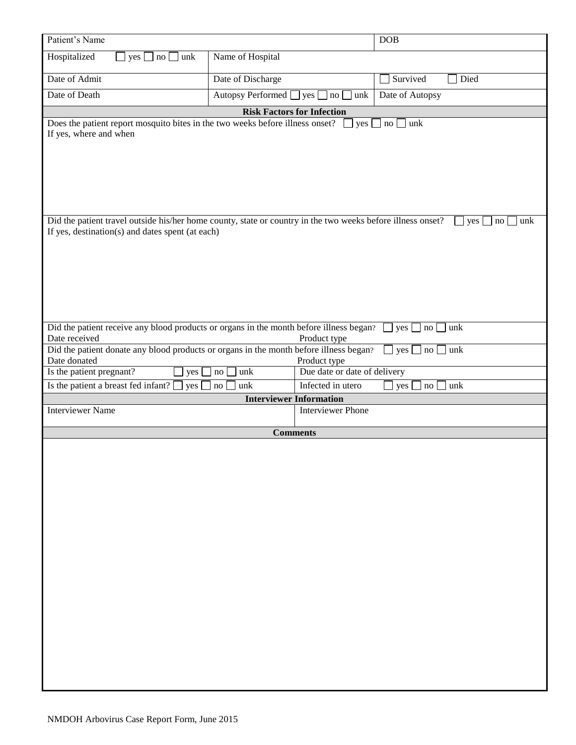| | | | |
|---|---|---|---|
| Patient's Name | | | DOB |
| Hospitalized ☐ yes ☐ no ☐ unk | Name of Hospital | | |
| Date of Admit | Date of Discharge | | ☐ Survived ☐ Died |
| Date of Death | Autopsy Performed ☐ yes ☐ no ☐ unk | | Date of Autopsy |

## Risk Factors for Infection

Does the patient report mosquito bites in the two weeks before illness onset? ☐ yes ☐ no ☐ unk

If yes, where and when

Did the patient travel outside his/her home county, state or country in the two weeks before illness onset? ☐ yes ☐ no ☐ unk

If yes, destination(s) and dates spent (at each)

Did the patient receive any blood products or organs in the month before illness began? ☐ yes ☐ no ☐ unk

Date received | Product type

Did the patient donate any blood products or organs in the month before illness began? ☐ yes ☐ no ☐ unk

Date donated | Product type

| | |
|---|---|
| Is the patient pregnant? ☐ yes ☐ no ☐ unk | Due date or date of delivery |
| Is the patient a breast fed infant? ☐ yes ☐ no ☐ unk | Infected in utero ☐ yes ☐ no ☐ unk |

## Interviewer Information

| | |
|---|---|
| Interviewer Name | Interviewer Phone |

## Comments

NMDOH Arbovirus Case Report Form, June 2015